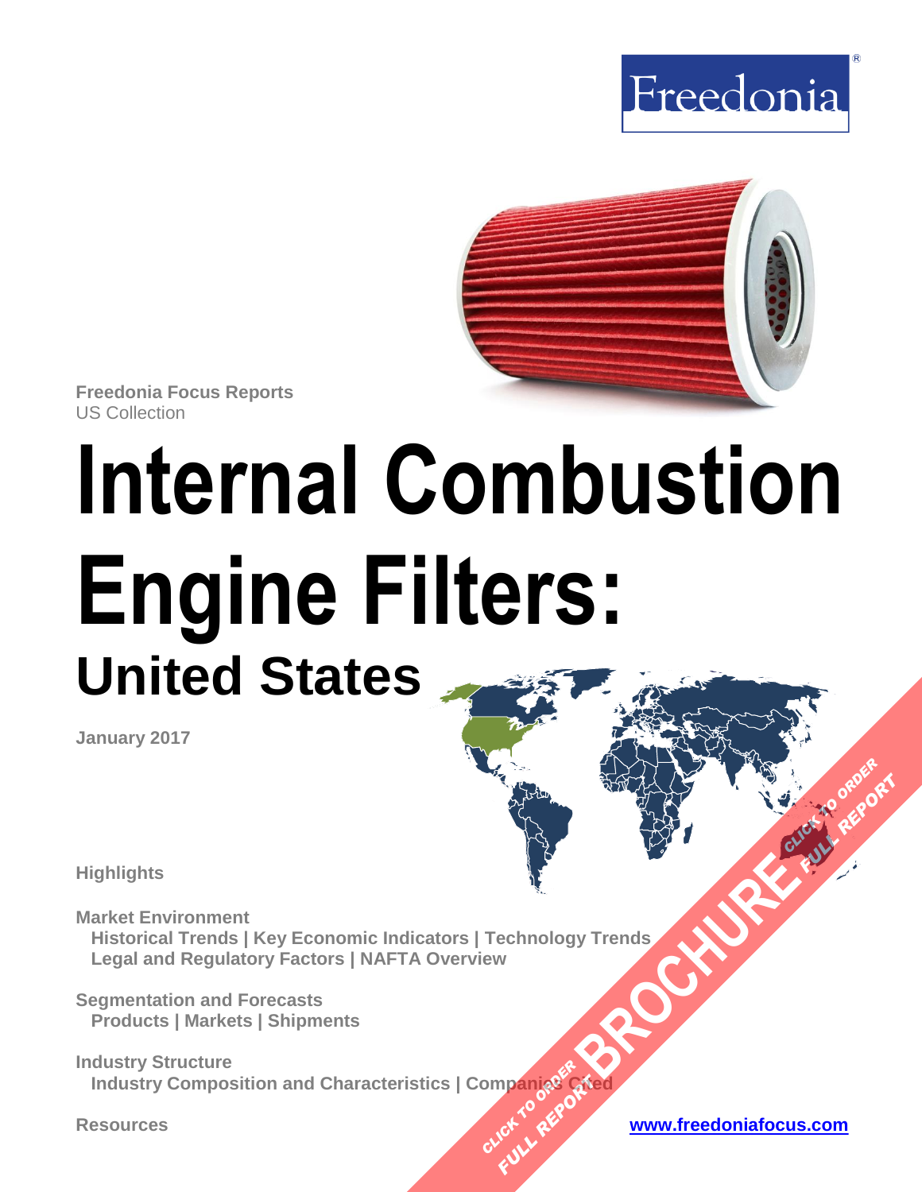Freedonia

Freedonia Focus Reports
US Collection

# Internal Combustion Engine Filters:

## United States

January 2017

**Highlights**

**Market Environment**
Historical Trends | Key Economic Indicators | Technology Trends
Legal and Regulatory Factors | NAFTA Overview

**Segmentation and Forecasts**
Products | Markets | Shipments

**Industry Structure**
Industry Composition and Characteristics | Companies Cited

**Resources**

www.freedoniafocus.com

BROCHURE

CLICK TO ORDER FULL REPORT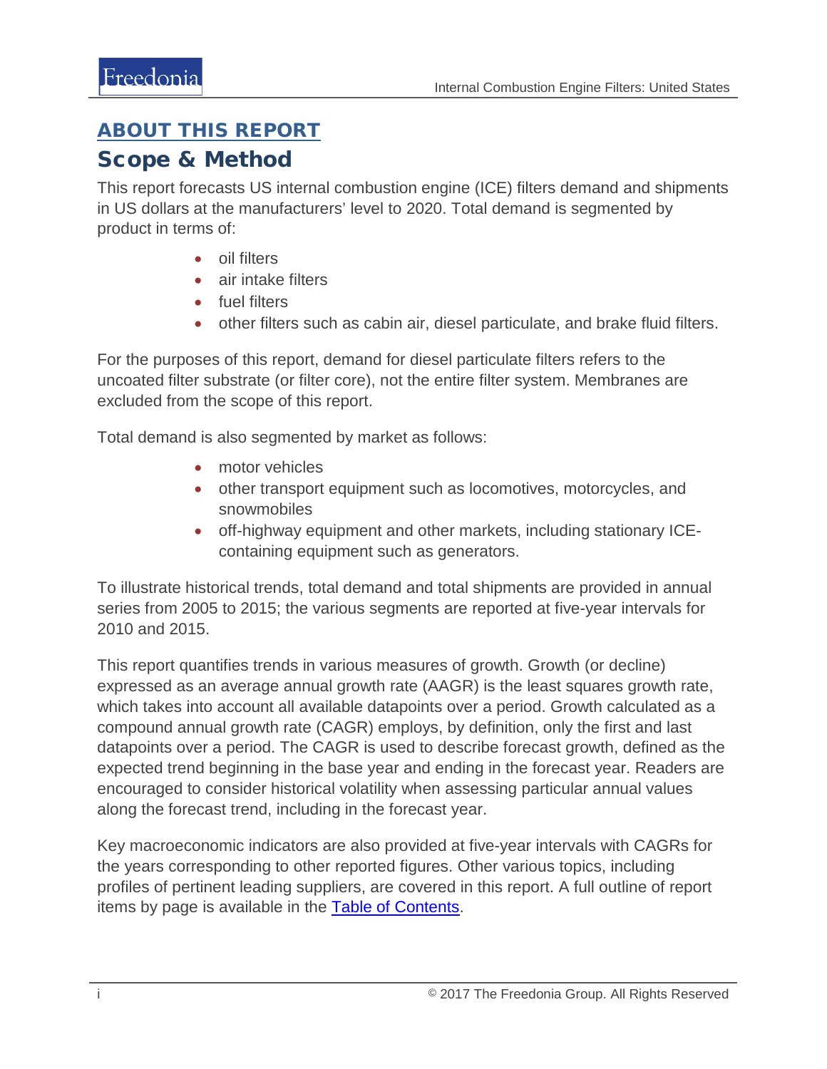## ABOUT THIS REPORT

# Scope & Method

This report forecasts US internal combustion engine (ICE) filters demand and shipments in US dollars at the manufacturers' level to 2020. Total demand is segmented by product in terms of:

- oil filters
- air intake filters
- fuel filters
- other filters such as cabin air, diesel particulate, and brake fluid filters.

For the purposes of this report, demand for diesel particulate filters refers to the uncoated filter substrate (or filter core), not the entire filter system. Membranes are excluded from the scope of this report.

Total demand is also segmented by market as follows:

- motor vehicles
- other transport equipment such as locomotives, motorcycles, and snowmobiles
- off-highway equipment and other markets, including stationary ICE-containing equipment such as generators.

To illustrate historical trends, total demand and total shipments are provided in annual series from 2005 to 2015; the various segments are reported at five-year intervals for 2010 and 2015.

This report quantifies trends in various measures of growth. Growth (or decline) expressed as an average annual growth rate (AAGR) is the least squares growth rate, which takes into account all available datapoints over a period. Growth calculated as a compound annual growth rate (CAGR) employs, by definition, only the first and last datapoints over a period. The CAGR is used to describe forecast growth, defined as the expected trend beginning in the base year and ending in the forecast year. Readers are encouraged to consider historical volatility when assessing particular annual values along the forecast trend, including in the forecast year.

Key macroeconomic indicators are also provided at five-year intervals with CAGRs for the years corresponding to other reported figures. Other various topics, including profiles of pertinent leading suppliers, are covered in this report. A full outline of report items by page is available in the Table of Contents.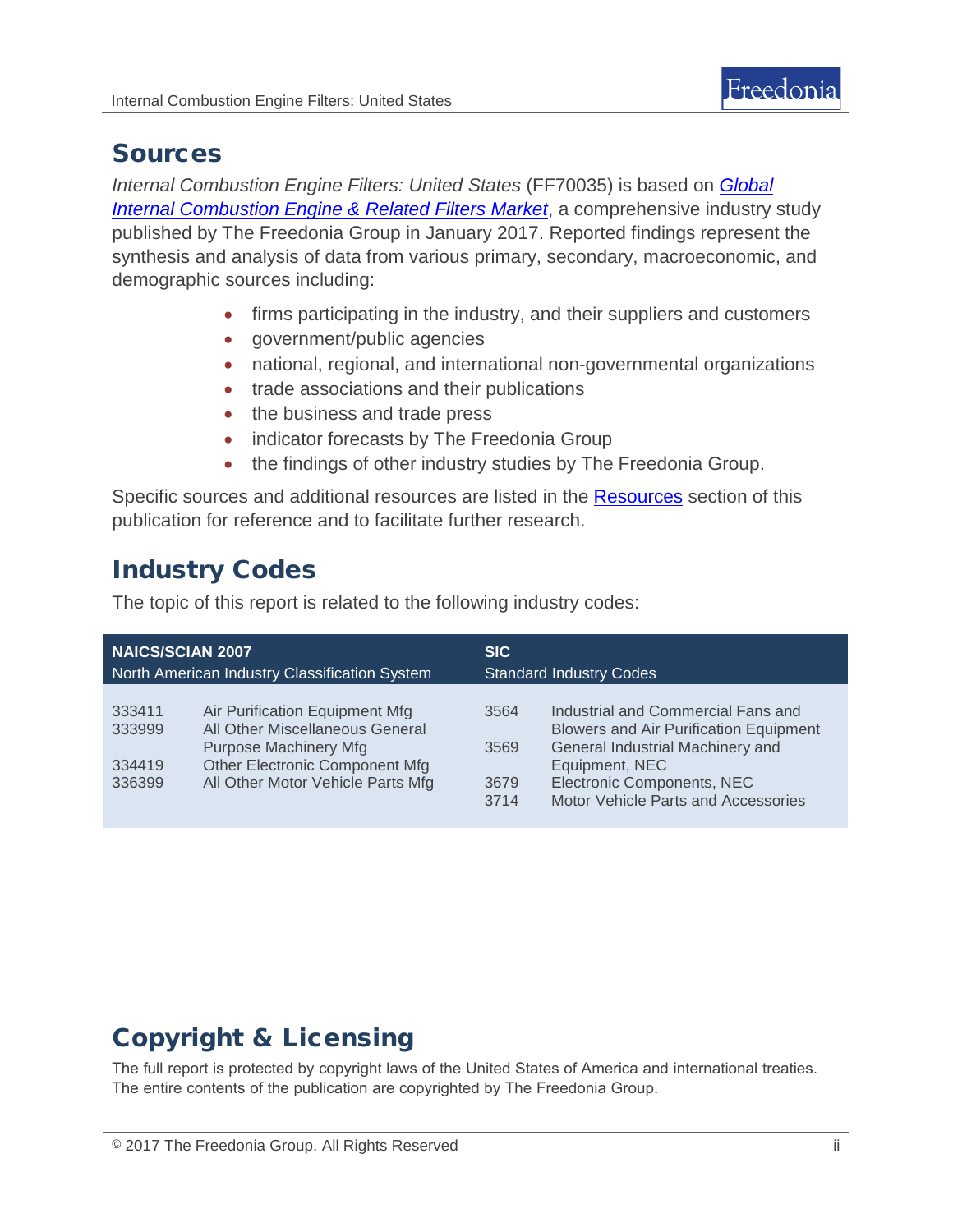## Sources

*Internal Combustion Engine Filters: United States* (FF70035) is based on *Global Internal Combustion Engine & Related Filters Market*, a comprehensive industry study published by The Freedonia Group in January 2017. Reported findings represent the synthesis and analysis of data from various primary, secondary, macroeconomic, and demographic sources including:

- firms participating in the industry, and their suppliers and customers
- government/public agencies
- national, regional, and international non-governmental organizations
- trade associations and their publications
- the business and trade press
- indicator forecasts by The Freedonia Group
- the findings of other industry studies by The Freedonia Group.

Specific sources and additional resources are listed in the Resources section of this publication for reference and to facilitate further research.

## Industry Codes

The topic of this report is related to the following industry codes:

| NAICS/SCIAN 2007 North American Industry Classification System | | SIC Standard Industry Codes | |
|---|---|---|---|
| 333411 | Air Purification Equipment Mfg | 3564 | Industrial and Commercial Fans and Blowers and Air Purification Equipment |
| 333999 | All Other Miscellaneous General Purpose Machinery Mfg | 3569 | General Industrial Machinery and Equipment, NEC |
| 334419 | Other Electronic Component Mfg | 3679 | Electronic Components, NEC |
| 336399 | All Other Motor Vehicle Parts Mfg | 3714 | Motor Vehicle Parts and Accessories |

## Copyright & Licensing

The full report is protected by copyright laws of the United States of America and international treaties. The entire contents of the publication are copyrighted by The Freedonia Group.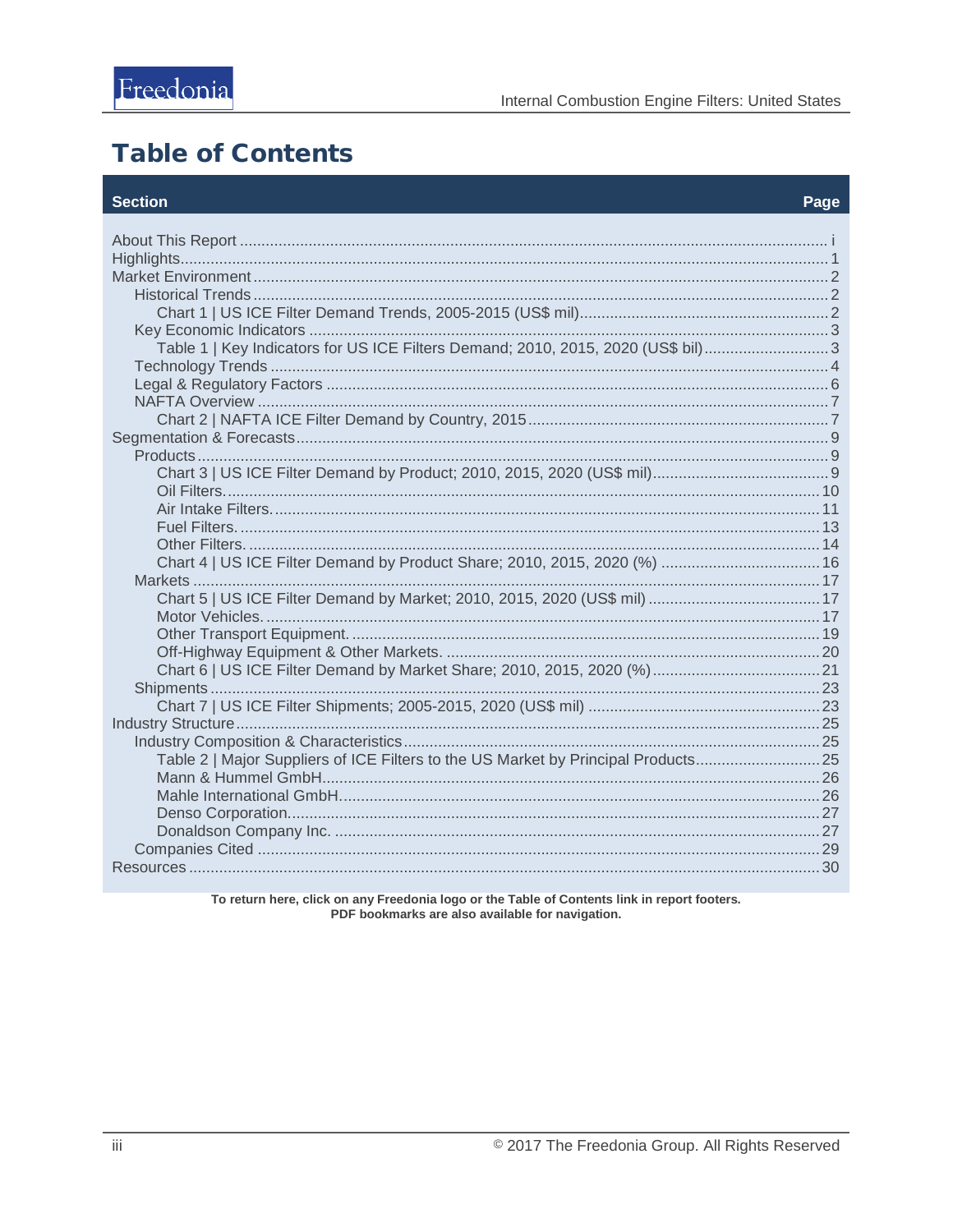# Table of Contents

| Section | Page |
|---|---|
| About This Report | i |
| Highlights | 1 |
| Market Environment | 2 |
| Historical Trends | 2 |
| Chart 1 \| US ICE Filter Demand Trends, 2005-2015 (US$ mil) | 2 |
| Key Economic Indicators | 3 |
| Table 1 \| Key Indicators for US ICE Filters Demand; 2010, 2015, 2020 (US$ bil) | 3 |
| Technology Trends | 4 |
| Legal & Regulatory Factors | 6 |
| NAFTA Overview | 7 |
| Chart 2 \| NAFTA ICE Filter Demand by Country, 2015 | 7 |
| Segmentation & Forecasts | 9 |
| Products | 9 |
| Chart 3 \| US ICE Filter Demand by Product; 2010, 2015, 2020 (US$ mil) | 9 |
| Oil Filters. | 10 |
| Air Intake Filters. | 11 |
| Fuel Filters. | 13 |
| Other Filters. | 14 |
| Chart 4 \| US ICE Filter Demand by Product Share; 2010, 2015, 2020 (%) | 16 |
| Markets | 17 |
| Chart 5 \| US ICE Filter Demand by Market; 2010, 2015, 2020 (US$ mil) | 17 |
| Motor Vehicles. | 17 |
| Other Transport Equipment. | 19 |
| Off-Highway Equipment & Other Markets. | 20 |
| Chart 6 \| US ICE Filter Demand by Market Share; 2010, 2015, 2020 (%) | 21 |
| Shipments | 23 |
| Chart 7 \| US ICE Filter Shipments; 2005-2015, 2020 (US$ mil) | 23 |
| Industry Structure | 25 |
| Industry Composition & Characteristics | 25 |
| Table 2 \| Major Suppliers of ICE Filters to the US Market by Principal Products | 25 |
| Mann & Hummel GmbH | 26 |
| Mahle International GmbH | 26 |
| Denso Corporation | 27 |
| Donaldson Company Inc. | 27 |
| Companies Cited | 29 |
| Resources | 30 |

**To return here, click on any Freedonia logo or the Table of Contents link in report footers.**
**PDF bookmarks are also available for navigation.**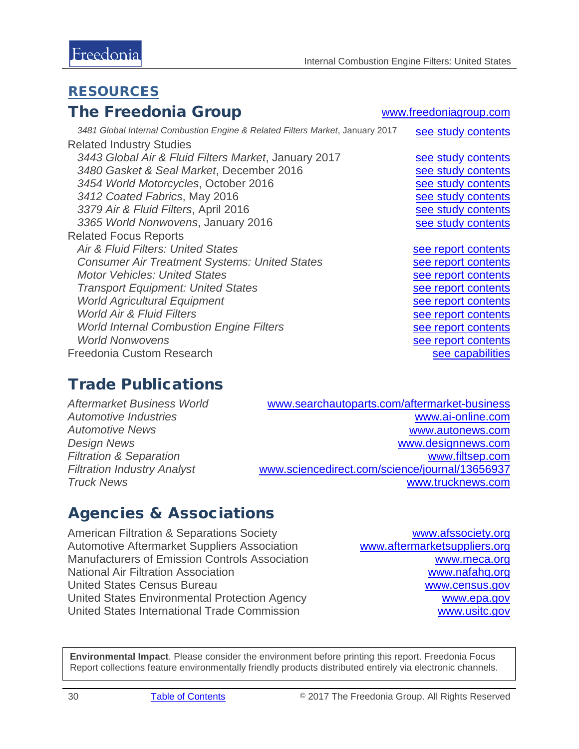## RESOURCES

## The Freedonia Group

www.freedoniagroup.com

*3481 Global Internal Combustion Engine & Related Filters Market*, January 2017 — see study contents

Related Industry Studies

- *3443 Global Air & Fluid Filters Market*, January 2017 — see study contents
- *3480 Gasket & Seal Market*, December 2016 — see study contents
- *3454 World Motorcycles*, October 2016 — see study contents
- *3412 Coated Fabrics*, May 2016 — see study contents
- *3379 Air & Fluid Filters*, April 2016 — see study contents
- *3365 World Nonwovens*, January 2016 — see study contents

Related Focus Reports

- *Air & Fluid Filters: United States* — see report contents
- *Consumer Air Treatment Systems: United States* — see report contents
- *Motor Vehicles: United States* — see report contents
- *Transport Equipment: United States* — see report contents
- *World Agricultural Equipment* — see report contents
- *World Air & Fluid Filters* — see report contents
- *World Internal Combustion Engine Filters* — see report contents
- *World Nonwovens* — see report contents

Freedonia Custom Research — see capabilities

## Trade Publications

| | |
|---|---|
| *Aftermarket Business World* | www.searchautoparts.com/aftermarket-business |
| *Automotive Industries* | www.ai-online.com |
| *Automotive News* | www.autonews.com |
| *Design News* | www.designnews.com |
| *Filtration & Separation* | www.filtsep.com |
| *Filtration Industry Analyst* | www.sciencedirect.com/science/journal/13656937 |
| *Truck News* | www.trucknews.com |

## Agencies & Associations

| | |
|---|---|
| American Filtration & Separations Society | www.afssociety.org |
| Automotive Aftermarket Suppliers Association | www.aftermarketsuppliers.org |
| Manufacturers of Emission Controls Association | www.meca.org |
| National Air Filtration Association | www.nafahq.org |
| United States Census Bureau | www.census.gov |
| United States Environmental Protection Agency | www.epa.gov |
| United States International Trade Commission | www.usitc.gov |

**Environmental Impact**. Please consider the environment before printing this report. Freedonia Focus Report collections feature environmentally friendly products distributed entirely via electronic channels.